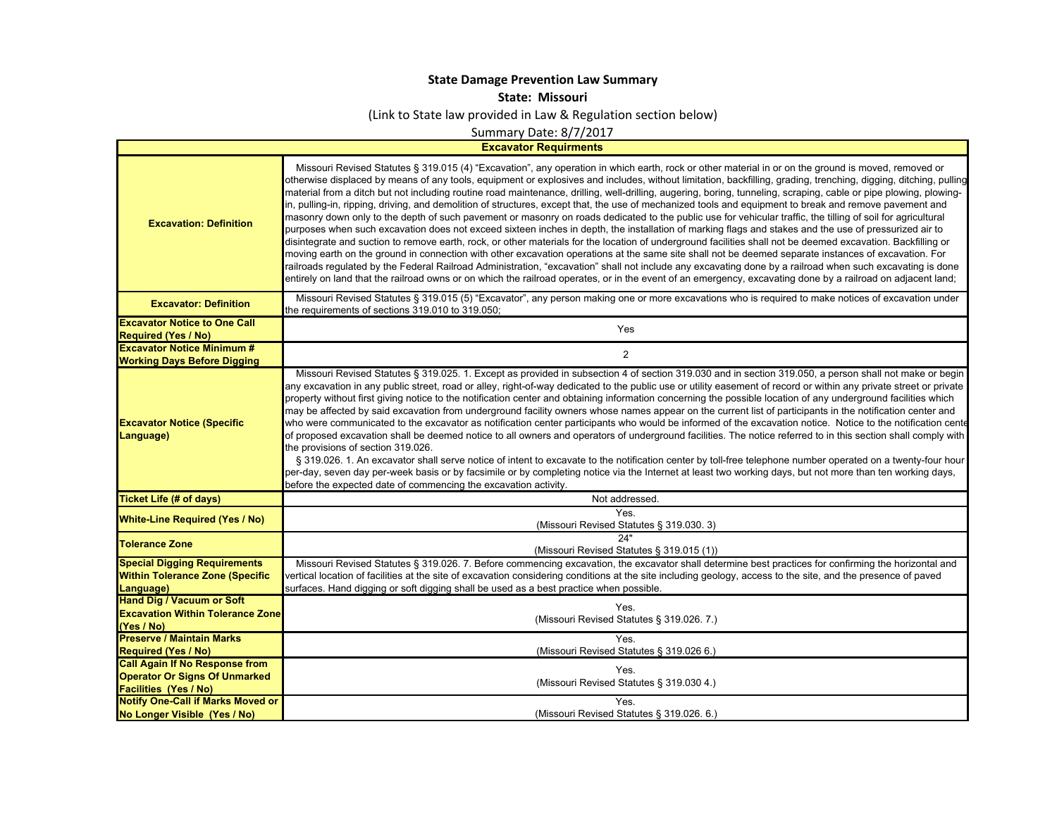**State Damage Prevention Law Summary**

**State: Missouri**

(Link to State law provided in Law & Regulation section below)

Summary Date: 8/7/2017

| Excavator Requirments | |
|---|---|
| **Excavation: Definition** | Missouri Revised Statutes § 319.015 (4) "Excavation", any operation in which earth, rock or other material in or on the ground is moved, removed or otherwise displaced by means of any tools, equipment or explosives and includes, without limitation, backfilling, grading, trenching, digging, ditching, pulling material from a ditch but not including routine road maintenance, drilling, well-drilling, augering, boring, tunneling, scraping, cable or pipe plowing, plowing-in, pulling-in, ripping, driving, and demolition of structures, except that, the use of mechanized tools and equipment to break and remove pavement and masonry down only to the depth of such pavement or masonry on roads dedicated to the public use for vehicular traffic, the tilling of soil for agricultural purposes when such excavation does not exceed sixteen inches in depth, the installation of marking flags and stakes and the use of pressurized air to disintegrate and suction to remove earth, rock, or other materials for the location of underground facilities shall not be deemed excavation. Backfilling or moving earth on the ground in connection with other excavation operations at the same site shall not be deemed separate instances of excavation. For railroads regulated by the Federal Railroad Administration, "excavation" shall not include any excavating done by a railroad when such excavating is done entirely on land that the railroad owns or on which the railroad operates, or in the event of an emergency, excavating done by a railroad on adjacent land; |
| **Excavator: Definition** | Missouri Revised Statutes § 319.015 (5) "Excavator", any person making one or more excavations who is required to make notices of excavation under the requirements of sections 319.010 to 319.050; |
| **Excavator Notice to One Call Required (Yes / No)** | Yes |
| **Excavator Notice Minimum # Working Days Before Digging** | 2 |
| **Excavator Notice (Specific Language)** | Missouri Revised Statutes § 319.025. 1. Except as provided in subsection 4 of section 319.030 and in section 319.050, a person shall not make or begin any excavation in any public street, road or alley, right-of-way dedicated to the public use or utility easement of record or within any private street or private property without first giving notice to the notification center and obtaining information concerning the possible location of any underground facilities which may be affected by said excavation from underground facility owners whose names appear on the current list of participants in the notification center and who were communicated to the excavator as notification center participants who would be informed of the excavation notice. Notice to the notification center of proposed excavation shall be deemed notice to all owners and operators of underground facilities. The notice referred to in this section shall comply with the provisions of section 319.026.<br>§ 319.026. 1. An excavator shall serve notice of intent to excavate to the notification center by toll-free telephone number operated on a twenty-four hour per-day, seven day per-week basis or by facsimile or by completing notice via the Internet at least two working days, but not more than ten working days, before the expected date of commencing the excavation activity. |
| **Ticket Life (# of days)** | Not addressed. |
| **White-Line Required (Yes / No)** | Yes.<br>(Missouri Revised Statutes § 319.030. 3) |
| **Tolerance Zone** | 24"<br>(Missouri Revised Statutes § 319.015 (1)) |
| **Special Digging Requirements Within Tolerance Zone (Specific Language)** | Missouri Revised Statutes § 319.026. 7. Before commencing excavation, the excavator shall determine best practices for confirming the horizontal and vertical location of facilities at the site of excavation considering conditions at the site including geology, access to the site, and the presence of paved surfaces. Hand digging or soft digging shall be used as a best practice when possible. |
| **Hand Dig / Vacuum or Soft Excavation Within Tolerance Zone (Yes / No)** | Yes.<br>(Missouri Revised Statutes § 319.026. 7.) |
| **Preserve / Maintain Marks Required (Yes / No)** | Yes.<br>(Missouri Revised Statutes § 319.026 6.) |
| **Call Again If No Response from Operator Or Signs Of Unmarked Facilities (Yes / No)** | Yes.<br>(Missouri Revised Statutes § 319.030 4.) |
| **Notify One-Call if Marks Moved or No Longer Visible (Yes / No)** | Yes.<br>(Missouri Revised Statutes § 319.026. 6.) |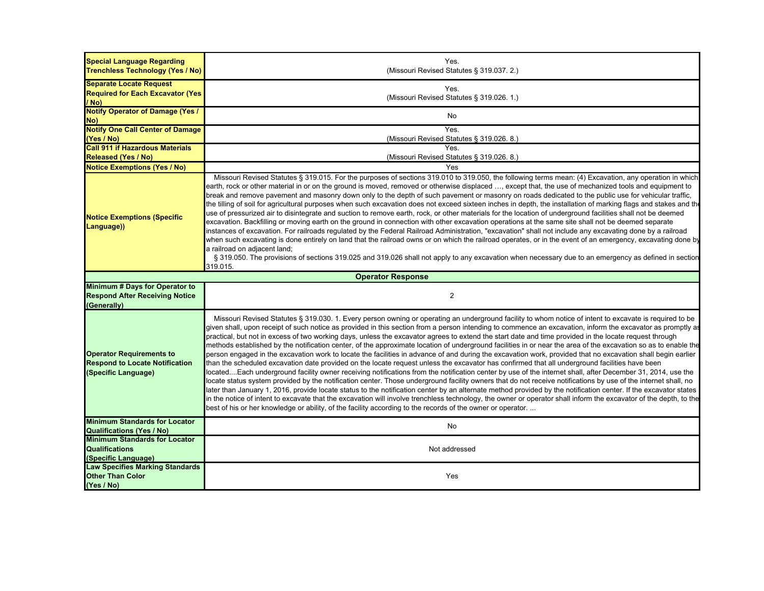| | |
|---|---|
| **Special Language Regarding Trenchless Technology (Yes / No)** | Yes. (Missouri Revised Statutes § 319.037. 2.) |
| **Separate Locate Request Required for Each Excavator (Yes / No)** | Yes. (Missouri Revised Statutes § 319.026. 1.) |
| **Notify Operator of Damage (Yes / No)** | No |
| **Notify One Call Center of Damage (Yes / No)** | Yes. (Missouri Revised Statutes § 319.026. 8.) |
| **Call 911 if Hazardous Materials Released (Yes / No)** | Yes. (Missouri Revised Statutes § 319.026. 8.) |
| **Notice Exemptions (Yes / No)** | Yes |
| **Notice Exemptions (Specific Language))** | Missouri Revised Statutes § 319.015. For the purposes of sections 319.010 to 319.050, the following terms mean: (4) Excavation, any operation in which earth, rock or other material in or on the ground is moved, removed or otherwise displaced …, except that, the use of mechanized tools and equipment to break and remove pavement and masonry down only to the depth of such pavement or masonry on roads dedicated to the public use for vehicular traffic, the tilling of soil for agricultural purposes when such excavation does not exceed sixteen inches in depth, the installation of marking flags and stakes and the use of pressurized air to disintegrate and suction to remove earth, rock, or other materials for the location of underground facilities shall not be deemed excavation. Backfilling or moving earth on the ground in connection with other excavation operations at the same site shall not be deemed separate instances of excavation. For railroads regulated by the Federal Railroad Administration, "excavation" shall not include any excavating done by a railroad when such excavating is done entirely on land that the railroad owns or on which the railroad operates, or in the event of an emergency, excavating done by a railroad on adjacent land; § 319.050. The provisions of sections 319.025 and 319.026 shall not apply to any excavation when necessary due to an emergency as defined in section 319.015. |
| **Operator Response** | |
| **Minimum # Days for Operator to Respond After Receiving Notice (Generally)** | 2 |
| **Operator Requirements to Respond to Locate Notification (Specific Language)** | Missouri Revised Statutes § 319.030. 1. Every person owning or operating an underground facility to whom notice of intent to excavate is required to be given shall, upon receipt of such notice as provided in this section from a person intending to commence an excavation, inform the excavator as promptly as practical, but not in excess of two working days, unless the excavator agrees to extend the start date and time provided in the locate request through methods established by the notification center, of the approximate location of underground facilities in or near the area of the excavation so as to enable the person engaged in the excavation work to locate the facilities in advance of and during the excavation work, provided that no excavation shall begin earlier than the scheduled excavation date provided on the locate request unless the excavator has confirmed that all underground facilities have been located....Each underground facility owner receiving notifications from the notification center by use of the internet shall, after December 31, 2014, use the locate status system provided by the notification center. Those underground facility owners that do not receive notifications by use of the internet shall, no later than January 1, 2016, provide locate status to the notification center by an alternate method provided by the notification center. If the excavator states in the notice of intent to excavate that the excavation will involve trenchless technology, the owner or operator shall inform the excavator of the depth, to the best of his or her knowledge or ability, of the facility according to the records of the owner or operator. ... |
| **Minimum Standards for Locator Qualifications (Yes / No)** | No |
| **Minimum Standards for Locator Qualifications (Specific Language)** | Not addressed |
| **Law Specifies Marking Standards Other Than Color (Yes / No)** | Yes |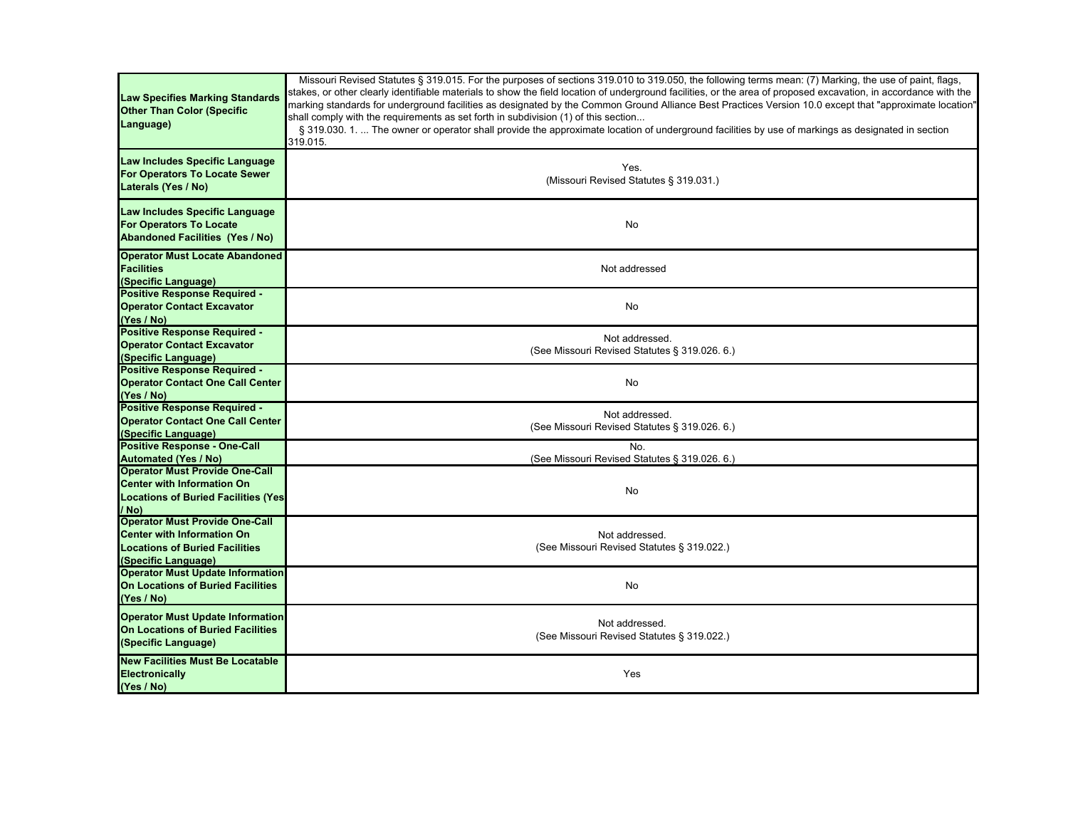| | |
|---|---|
| **Law Specifies Marking Standards Other Than Color (Specific Language)** | Missouri Revised Statutes § 319.015. For the purposes of sections 319.010 to 319.050, the following terms mean: (7) Marking, the use of paint, flags, stakes, or other clearly identifiable materials to show the field location of underground facilities, or the area of proposed excavation, in accordance with the marking standards for underground facilities as designated by the Common Ground Alliance Best Practices Version 10.0 except that "approximate location" shall comply with the requirements as set forth in subdivision (1) of this section... § 319.030. 1. ... The owner or operator shall provide the approximate location of underground facilities by use of markings as designated in section 319.015. |
| **Law Includes Specific Language For Operators To Locate Sewer Laterals (Yes / No)** | Yes. (Missouri Revised Statutes § 319.031.) |
| **Law Includes Specific Language For Operators To Locate Abandoned Facilities (Yes / No)** | No |
| **Operator Must Locate Abandoned Facilities (Specific Language)** | Not addressed |
| **Positive Response Required - Operator Contact Excavator (Yes / No)** | No |
| **Positive Response Required - Operator Contact Excavator (Specific Language)** | Not addressed. (See Missouri Revised Statutes § 319.026. 6.) |
| **Positive Response Required - Operator Contact One Call Center (Yes / No)** | No |
| **Positive Response Required - Operator Contact One Call Center (Specific Language)** | Not addressed. (See Missouri Revised Statutes § 319.026. 6.) |
| **Positive Response - One-Call Automated (Yes / No)** | No. (See Missouri Revised Statutes § 319.026. 6.) |
| **Operator Must Provide One-Call Center with Information On Locations of Buried Facilities (Yes / No)** | No |
| **Operator Must Provide One-Call Center with Information On Locations of Buried Facilities (Specific Language)** | Not addressed. (See Missouri Revised Statutes § 319.022.) |
| **Operator Must Update Information On Locations of Buried Facilities (Yes / No)** | No |
| **Operator Must Update Information On Locations of Buried Facilities (Specific Language)** | Not addressed. (See Missouri Revised Statutes § 319.022.) |
| **New Facilities Must Be Locatable Electronically (Yes / No)** | Yes |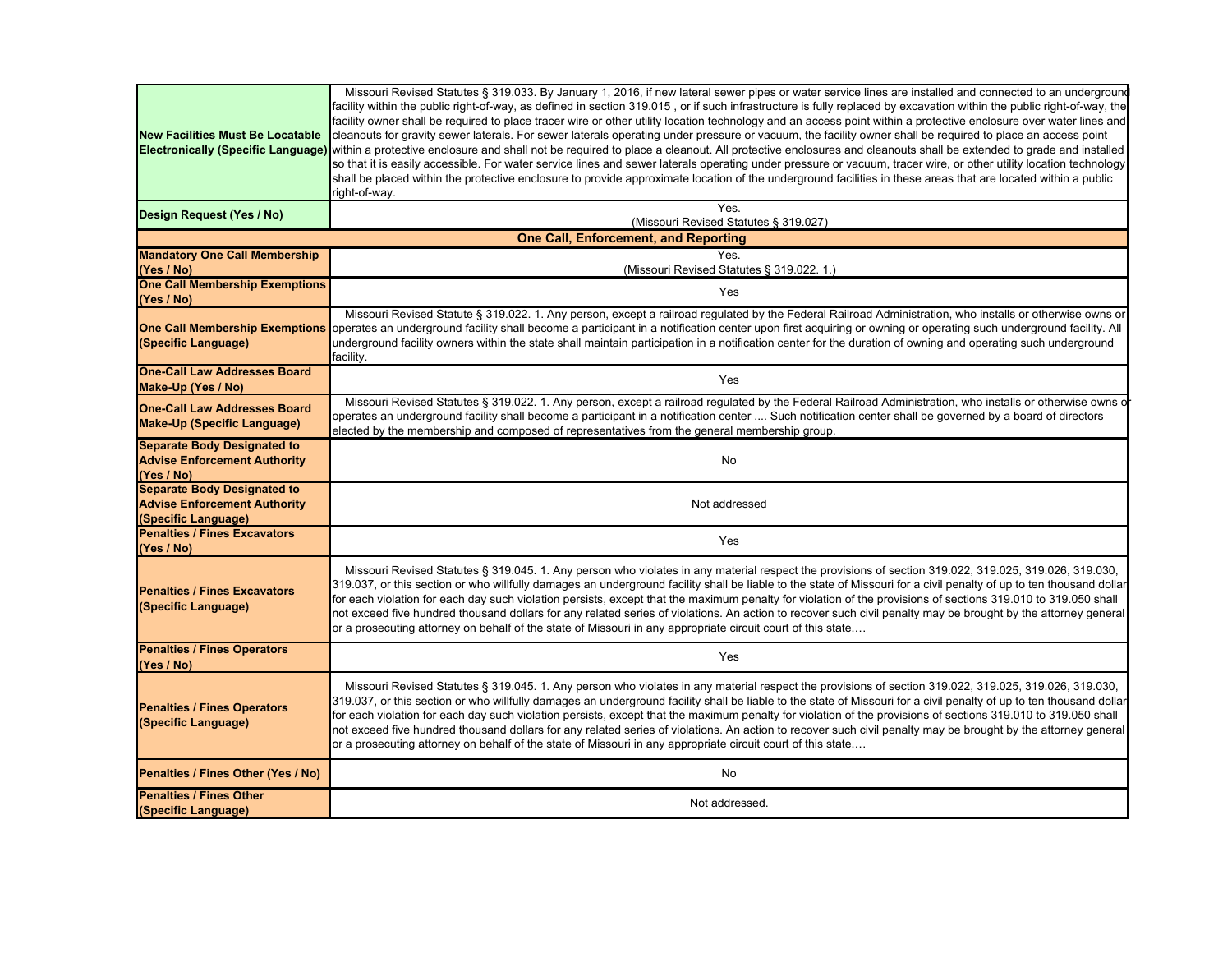| | |
|---|---|
| New Facilities Must Be Locatable Electronically (Specific Language) | Missouri Revised Statutes § 319.033. By January 1, 2016, if new lateral sewer pipes or water service lines are installed and connected to an underground facility within the public right-of-way, as defined in section 319.015 , or if such infrastructure is fully replaced by excavation within the public right-of-way, the facility owner shall be required to place tracer wire or other utility location technology and an access point within a protective enclosure over water lines and cleanouts for gravity sewer laterals. For sewer laterals operating under pressure or vacuum, the facility owner shall be required to place an access point within a protective enclosure and shall not be required to place a cleanout. All protective enclosures and cleanouts shall be extended to grade and installed so that it is easily accessible. For water service lines and sewer laterals operating under pressure or vacuum, tracer wire, or other utility location technology shall be placed within the protective enclosure to provide approximate location of the underground facilities in these areas that are located within a public right-of-way. |
| Design Request (Yes / No) | Yes. (Missouri Revised Statutes § 319.027) |
| **One Call, Enforcement, and Reporting** | |
| Mandatory One Call Membership (Yes / No) | Yes. (Missouri Revised Statutes § 319.022. 1.) |
| One Call Membership Exemptions (Yes / No) | Yes |
| One Call Membership Exemptions (Specific Language) | Missouri Revised Statute § 319.022. 1. Any person, except a railroad regulated by the Federal Railroad Administration, who installs or otherwise owns or operates an underground facility shall become a participant in a notification center upon first acquiring or owning or operating such underground facility. All underground facility owners within the state shall maintain participation in a notification center for the duration of owning and operating such underground facility. |
| One-Call Law Addresses Board Make-Up (Yes / No) | Yes |
| One-Call Law Addresses Board Make-Up (Specific Language) | Missouri Revised Statutes § 319.022. 1. Any person, except a railroad regulated by the Federal Railroad Administration, who installs or otherwise owns or operates an underground facility shall become a participant in a notification center .... Such notification center shall be governed by a board of directors elected by the membership and composed of representatives from the general membership group. |
| Separate Body Designated to Advise Enforcement Authority (Yes / No) | No |
| Separate Body Designated to Advise Enforcement Authority (Specific Language) | Not addressed |
| Penalties / Fines Excavators (Yes / No) | Yes |
| Penalties / Fines Excavators (Specific Language) | Missouri Revised Statutes § 319.045. 1. Any person who violates in any material respect the provisions of section 319.022, 319.025, 319.026, 319.030, 319.037, or this section or who willfully damages an underground facility shall be liable to the state of Missouri for a civil penalty of up to ten thousand dollar for each violation for each day such violation persists, except that the maximum penalty for violation of the provisions of sections 319.010 to 319.050 shall not exceed five hundred thousand dollars for any related series of violations. An action to recover such civil penalty may be brought by the attorney general or a prosecuting attorney on behalf of the state of Missouri in any appropriate circuit court of this state.… |
| Penalties / Fines Operators (Yes / No) | Yes |
| Penalties / Fines Operators (Specific Language) | Missouri Revised Statutes § 319.045. 1. Any person who violates in any material respect the provisions of section 319.022, 319.025, 319.026, 319.030, 319.037, or this section or who willfully damages an underground facility shall be liable to the state of Missouri for a civil penalty of up to ten thousand dollar for each violation for each day such violation persists, except that the maximum penalty for violation of the provisions of sections 319.010 to 319.050 shall not exceed five hundred thousand dollars for any related series of violations. An action to recover such civil penalty may be brought by the attorney general or a prosecuting attorney on behalf of the state of Missouri in any appropriate circuit court of this state.… |
| Penalties / Fines Other (Yes / No) | No |
| Penalties / Fines Other (Specific Language) | Not addressed. |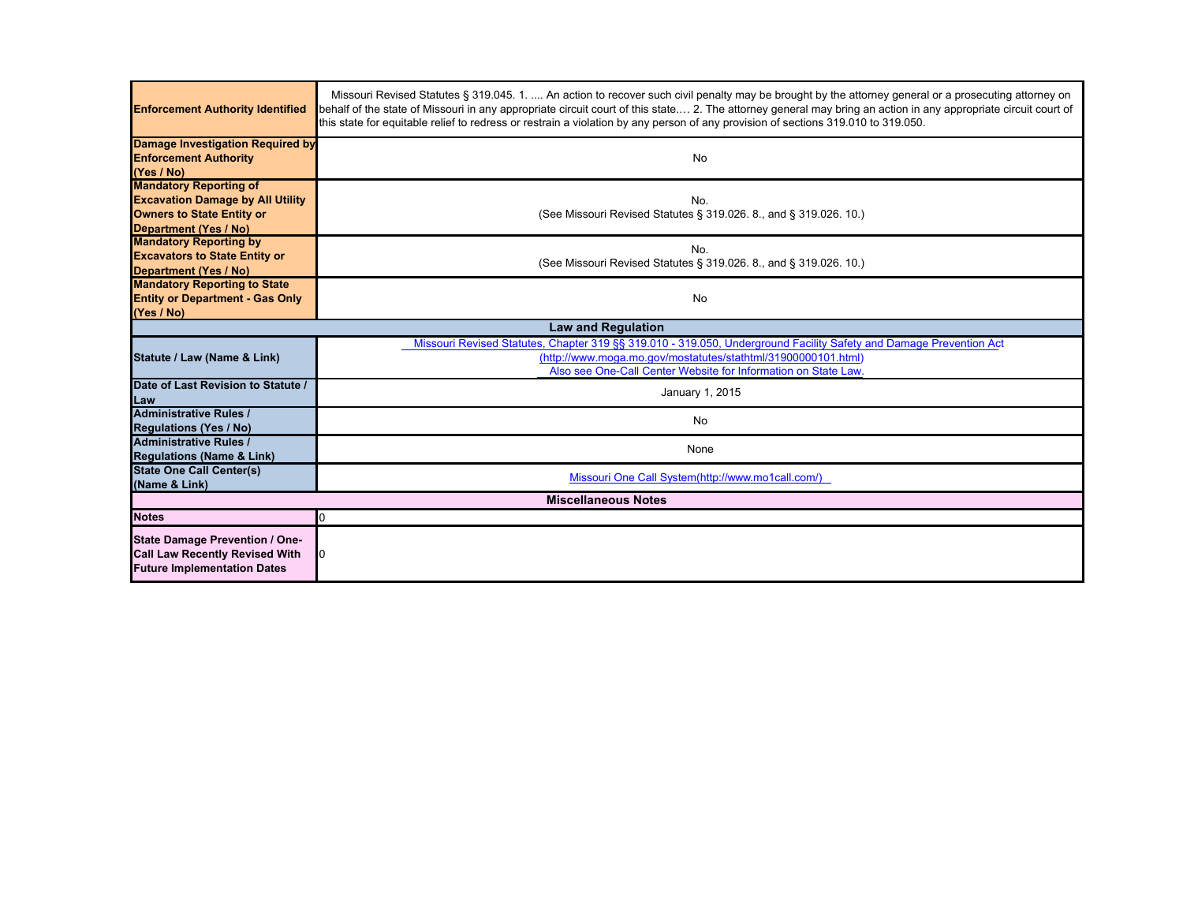| | |
|---|---|
| **Enforcement Authority Identified** | Missouri Revised Statutes § 319.045. 1. .... An action to recover such civil penalty may be brought by the attorney general or a prosecuting attorney on behalf of the state of Missouri in any appropriate circuit court of this state.… 2. The attorney general may bring an action in any appropriate circuit court of this state for equitable relief to redress or restrain a violation by any person of any provision of sections 319.010 to 319.050. |
| **Damage Investigation Required by Enforcement Authority (Yes / No)** | No |
| **Mandatory Reporting of Excavation Damage by All Utility Owners to State Entity or Department (Yes / No)** | No. (See Missouri Revised Statutes § 319.026. 8., and § 319.026. 10.) |
| **Mandatory Reporting by Excavators to State Entity or Department (Yes / No)** | No. (See Missouri Revised Statutes § 319.026. 8., and § 319.026. 10.) |
| **Mandatory Reporting to State Entity or Department - Gas Only (Yes / No)** | No |
| **Law and Regulation** | |
| **Statute / Law (Name & Link)** | Missouri Revised Statutes, Chapter 319 §§ 319.010 - 319.050, Underground Facility Safety and Damage Prevention Act (http://www.moga.mo.gov/mostatutes/stathtml/31900000101.html) Also see One-Call Center Website for Information on State Law. |
| **Date of Last Revision to Statute / Law** | January 1, 2015 |
| **Administrative Rules / Regulations (Yes / No)** | No |
| **Administrative Rules / Regulations (Name & Link)** | None |
| **State One Call Center(s) (Name & Link)** | Missouri One Call System(http://www.mo1call.com/) |
| **Miscellaneous Notes** | |
| **Notes** | 0 |
| **State Damage Prevention / One-Call Law Recently Revised With Future Implementation Dates** | 0 |